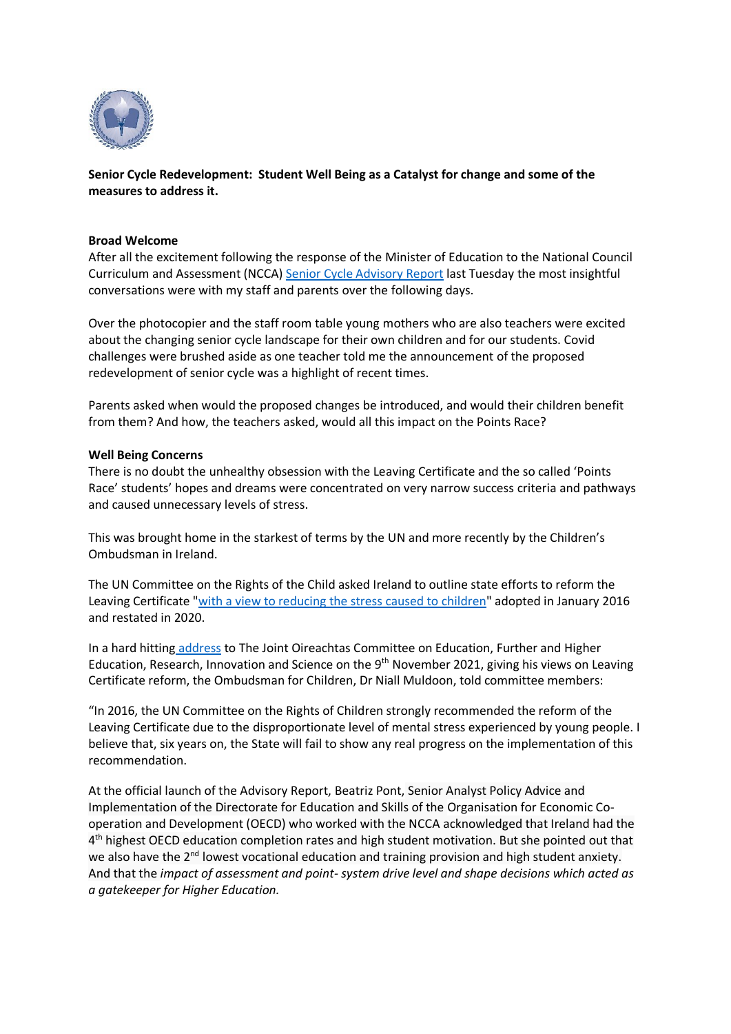**Senior Cycle Redevelopment: Student Well Being as a Catalyst for change and some of the measures to address it.**

**Broad Welcome**

After all the excitement following the response of the Minister of Education to the National Council Curriculum and Assessment (NCCA) Senior Cycle Advisory Report last Tuesday the most insightful conversations were with my staff and parents over the following days.

Over the photocopier and the staff room table young mothers who are also teachers were excited about the changing senior cycle landscape for their own children and for our students. Covid challenges were brushed aside as one teacher told me the announcement of the proposed redevelopment of senior cycle was a highlight of recent times.

Parents asked when would the proposed changes be introduced, and would their children benefit from them? And how, the teachers asked, would all this impact on the Points Race?

**Well Being Concerns**

There is no doubt the unhealthy obsession with the Leaving Certificate and the so called 'Points Race' students' hopes and dreams were concentrated on very narrow success criteria and pathways and caused unnecessary levels of stress.

This was brought home in the starkest of terms by the UN and more recently by the Children's Ombudsman in Ireland.

The UN Committee on the Rights of the Child asked Ireland to outline state efforts to reform the Leaving Certificate "with a view to reducing the stress caused to children" adopted in January 2016 and restated in 2020.

In a hard hitting address to The Joint Oireachtas Committee on Education, Further and Higher Education, Research, Innovation and Science on the 9th November 2021, giving his views on Leaving Certificate reform, the Ombudsman for Children, Dr Niall Muldoon, told committee members:

"In 2016, the UN Committee on the Rights of Children strongly recommended the reform of the Leaving Certificate due to the disproportionate level of mental stress experienced by young people. I believe that, six years on, the State will fail to show any real progress on the implementation of this recommendation.

At the official launch of the Advisory Report, Beatriz Pont, Senior Analyst Policy Advice and Implementation of the Directorate for Education and Skills of the Organisation for Economic Co-operation and Development (OECD) who worked with the NCCA acknowledged that Ireland had the 4th highest OECD education completion rates and high student motivation. But she pointed out that we also have the 2nd lowest vocational education and training provision and high student anxiety. And that the *impact of assessment and point- system drive level and shape decisions which acted as a gatekeeper for Higher Education.*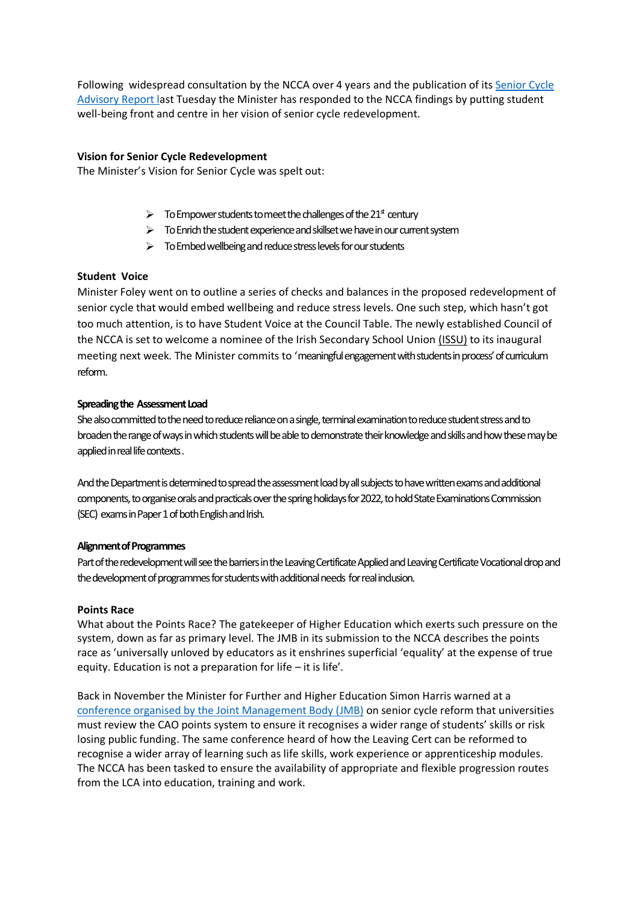Following widespread consultation by the NCCA over 4 years and the publication of its [Senior Cycle Advisory Report](#) last Tuesday the Minister has responded to the NCCA findings by putting student well-being front and centre in her vision of senior cycle redevelopment.

**Vision for Senior Cycle Redevelopment**
The Minister's Vision for Senior Cycle was spelt out:

- To Empower students to meet the challenges of the 21st century
- To Enrich the student experience and skillset we have in our current system
- To Embed wellbeing and reduce stress levels for our students

**Student Voice**
Minister Foley went on to outline a series of checks and balances in the proposed redevelopment of senior cycle that would embed wellbeing and reduce stress levels. One such step, which hasn't got too much attention, is to have Student Voice at the Council Table. The newly established Council of the NCCA is set to welcome a nominee of the Irish Secondary School Union (ISSU) to its inaugural meeting next week. The Minister commits to 'meaningful engagement with students in process' of curriculum reform.

**Spreading the Assessment Load**
She also committed to the need to reduce reliance on a single, terminal examination to reduce student stress and to broaden the range of ways in which students will be able to demonstrate their knowledge and skills and how these may be applied in real life contexts.

And the Department is determined to spread the assessment load by all subjects to have written exams and additional components, to organise orals and practicals over the spring holidays for 2022, to hold State Examinations Commission (SEC) exams in Paper 1 of both English and Irish.

**Alignment of Programmes**
Part of the redevelopment will see the barriers in the Leaving Certificate Applied and Leaving Certificate Vocational drop and the development of programmes for students with additional needs for real inclusion.

**Points Race**
What about the Points Race? The gatekeeper of Higher Education which exerts such pressure on the system, down as far as primary level. The JMB in its submission to the NCCA describes the points race as 'universally unloved by educators as it enshrines superficial 'equality' at the expense of true equity. Education is not a preparation for life – it is life'.

Back in November the Minister for Further and Higher Education Simon Harris warned at a [conference organised by the Joint Management Body (JMB)](#) on senior cycle reform that universities must review the CAO points system to ensure it recognises a wider range of students' skills or risk losing public funding. The same conference heard of how the Leaving Cert can be reformed to recognise a wider array of learning such as life skills, work experience or apprenticeship modules. The NCCA has been tasked to ensure the availability of appropriate and flexible progression routes from the LCA into education, training and work.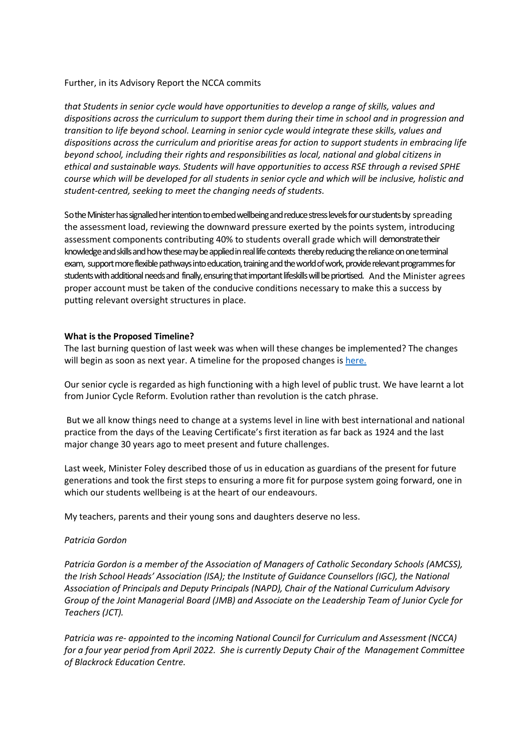Further, in its Advisory Report the NCCA commits

*that Students in senior cycle would have opportunities to develop a range of skills, values and dispositions across the curriculum to support them during their time in school and in progression and transition to life beyond school. Learning in senior cycle would integrate these skills, values and dispositions across the curriculum and prioritise areas for action to support students in embracing life beyond school, including their rights and responsibilities as local, national and global citizens in ethical and sustainable ways. Students will have opportunities to access RSE through a revised SPHE course which will be developed for all students in senior cycle and which will be inclusive, holistic and student-centred, seeking to meet the changing needs of students.*

So the Minister has signalled her intention to embed wellbeing and reduce stress levels for our students by spreading the assessment load, reviewing the downward pressure exerted by the points system, introducing assessment components contributing 40% to students overall grade which will demonstrate their knowledge and skills and how these may be applied in real life contexts thereby reducing the reliance on one terminal exam, support more flexible pathways into education, training and the world of work, provide relevant programmes for students with additional needs and finally, ensuring that important lifeskills will be priortised. And the Minister agrees proper account must be taken of the conducive conditions necessary to make this a success by putting relevant oversight structures in place.

**What is the Proposed Timeline?**

The last burning question of last week was when will these changes be implemented? The changes will begin as soon as next year. A timeline for the proposed changes is [here.](here.)

Our senior cycle is regarded as high functioning with a high level of public trust. We have learnt a lot from Junior Cycle Reform. Evolution rather than revolution is the catch phrase.

But we all know things need to change at a systems level in line with best international and national practice from the days of the Leaving Certificate's first iteration as far back as 1924 and the last major change 30 years ago to meet present and future challenges.

Last week, Minister Foley described those of us in education as guardians of the present for future generations and took the first steps to ensuring a more fit for purpose system going forward, one in which our students wellbeing is at the heart of our endeavours.

My teachers, parents and their young sons and daughters deserve no less.

*Patricia Gordon*

*Patricia Gordon is a member of the Association of Managers of Catholic Secondary Schools (AMCSS), the Irish School Heads' Association (ISA); the Institute of Guidance Counsellors (IGC), the National Association of Principals and Deputy Principals (NAPD), Chair of the National Curriculum Advisory Group of the Joint Managerial Board (JMB) and Associate on the Leadership Team of Junior Cycle for Teachers (JCT).*

*Patricia was re- appointed to the incoming National Council for Curriculum and Assessment (NCCA) for a four year period from April 2022. She is currently Deputy Chair of the Management Committee of Blackrock Education Centre.*